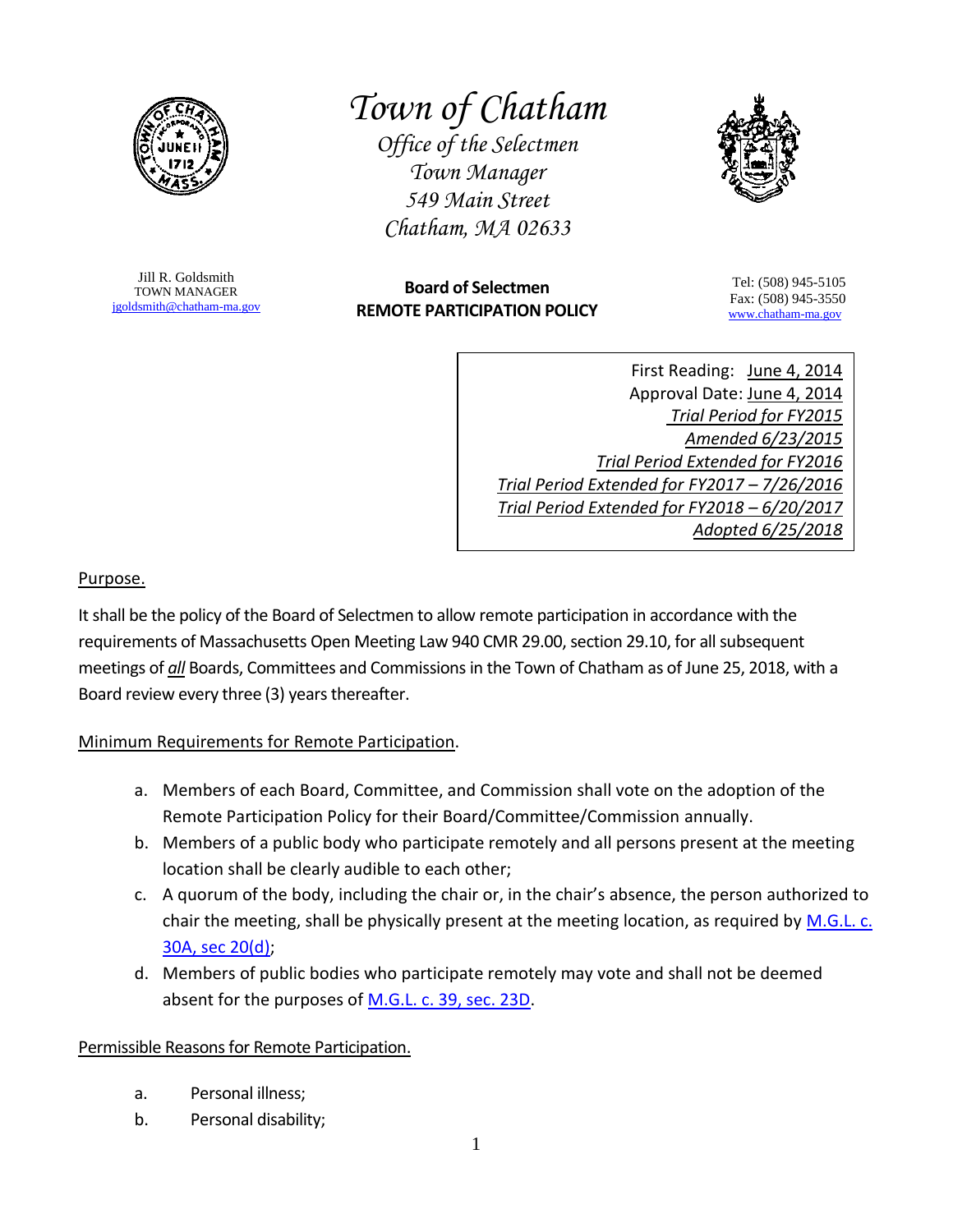# Town of Chatham

*Office of the Selectmen*
*Town Manager*
*549 Main Street*
*Chatham, MA 02633*

Jill R. Goldsmith
TOWN MANAGER
jgoldsmith@chatham-ma.gov

**Board of Selectmen**
**REMOTE PARTICIPATION POLICY**

Tel: (508) 945-5105
Fax: (508) 945-3550
www.chatham-ma.gov

First Reading: June 4, 2014
Approval Date: June 4, 2014
*Trial Period for FY2015*
*Amended 6/23/2015*
*Trial Period Extended for FY2016*
*Trial Period Extended for FY2017 – 7/26/2016*
*Trial Period Extended for FY2018 – 6/20/2017*
*Adopted 6/25/2018*

Purpose.

It shall be the policy of the Board of Selectmen to allow remote participation in accordance with the requirements of Massachusetts Open Meeting Law 940 CMR 29.00, section 29.10, for all subsequent meetings of ***all*** Boards, Committees and Commissions in the Town of Chatham as of June 25, 2018, with a Board review every three (3) years thereafter.

Minimum Requirements for Remote Participation.

a. Members of each Board, Committee, and Commission shall vote on the adoption of the Remote Participation Policy for their Board/Committee/Commission annually.
b. Members of a public body who participate remotely and all persons present at the meeting location shall be clearly audible to each other;
c. A quorum of the body, including the chair or, in the chair's absence, the person authorized to chair the meeting, shall be physically present at the meeting location, as required by M.G.L. c. 30A, sec 20(d);
d. Members of public bodies who participate remotely may vote and shall not be deemed absent for the purposes of M.G.L. c. 39, sec. 23D.

Permissible Reasons for Remote Participation.

a. Personal illness;
b. Personal disability;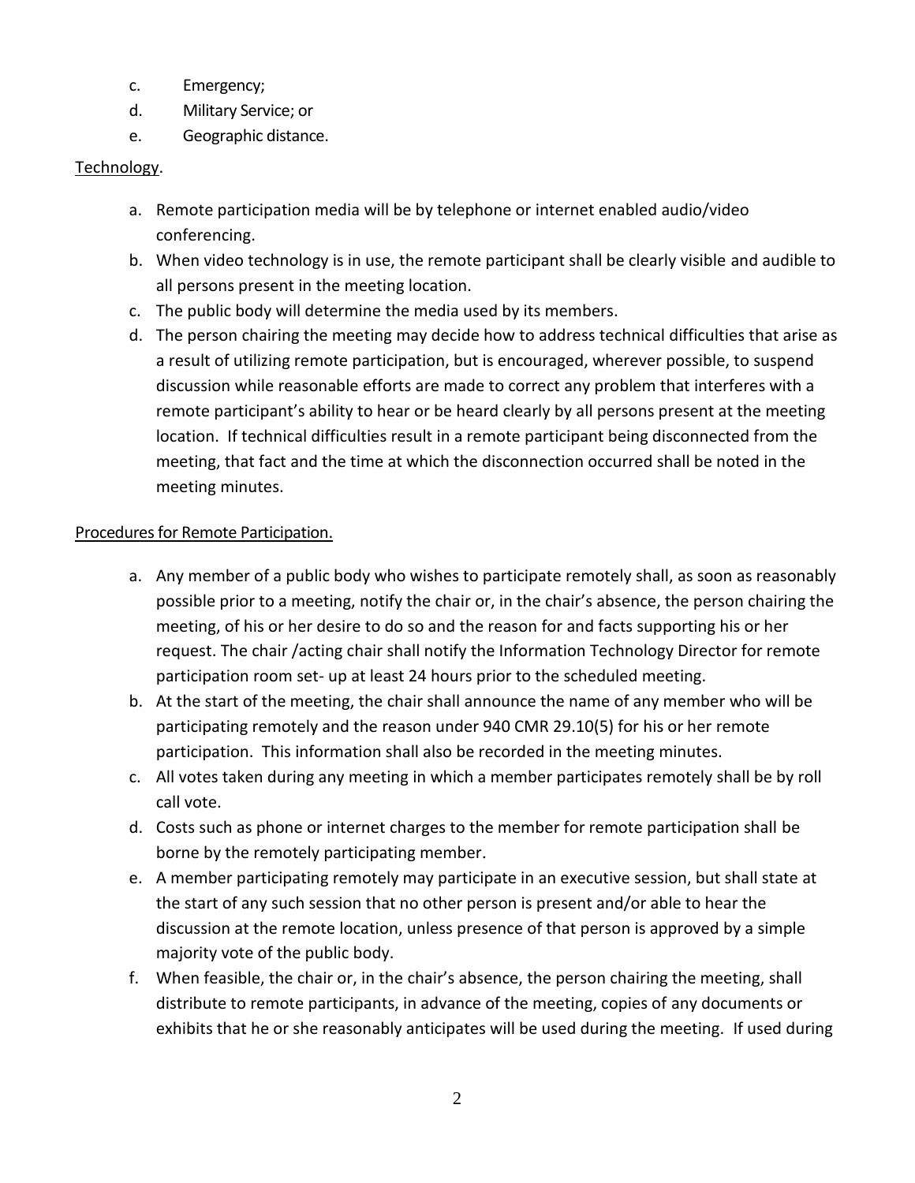c. Emergency;
d. Military Service; or
e. Geographic distance.

Technology.

a. Remote participation media will be by telephone or internet enabled audio/video conferencing.
b. When video technology is in use, the remote participant shall be clearly visible and audible to all persons present in the meeting location.
c. The public body will determine the media used by its members.
d. The person chairing the meeting may decide how to address technical difficulties that arise as a result of utilizing remote participation, but is encouraged, wherever possible, to suspend discussion while reasonable efforts are made to correct any problem that interferes with a remote participant's ability to hear or be heard clearly by all persons present at the meeting location. If technical difficulties result in a remote participant being disconnected from the meeting, that fact and the time at which the disconnection occurred shall be noted in the meeting minutes.

Procedures for Remote Participation.

a. Any member of a public body who wishes to participate remotely shall, as soon as reasonably possible prior to a meeting, notify the chair or, in the chair's absence, the person chairing the meeting, of his or her desire to do so and the reason for and facts supporting his or her request. The chair /acting chair shall notify the Information Technology Director for remote participation room set- up at least 24 hours prior to the scheduled meeting.
b. At the start of the meeting, the chair shall announce the name of any member who will be participating remotely and the reason under 940 CMR 29.10(5) for his or her remote participation. This information shall also be recorded in the meeting minutes.
c. All votes taken during any meeting in which a member participates remotely shall be by roll call vote.
d. Costs such as phone or internet charges to the member for remote participation shall be borne by the remotely participating member.
e. A member participating remotely may participate in an executive session, but shall state at the start of any such session that no other person is present and/or able to hear the discussion at the remote location, unless presence of that person is approved by a simple majority vote of the public body.
f. When feasible, the chair or, in the chair's absence, the person chairing the meeting, shall distribute to remote participants, in advance of the meeting, copies of any documents or exhibits that he or she reasonably anticipates will be used during the meeting. If used during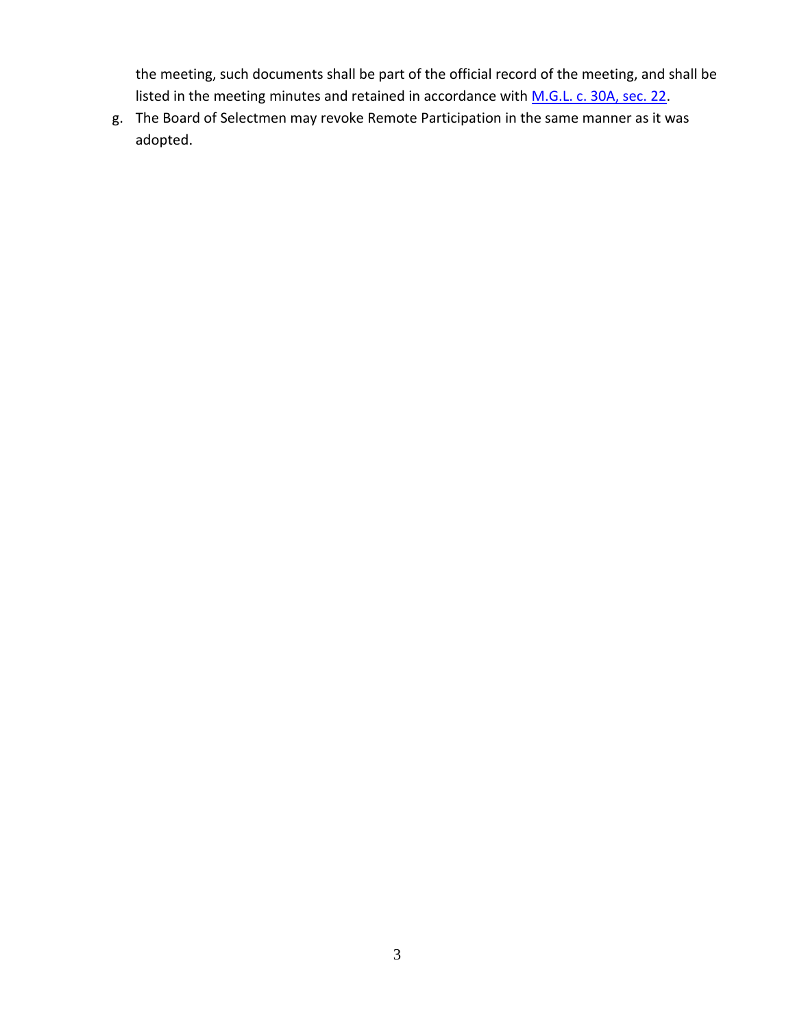the meeting, such documents shall be part of the official record of the meeting, and shall be listed in the meeting minutes and retained in accordance with M.G.L. c. 30A, sec. 22.

g. The Board of Selectmen may revoke Remote Participation in the same manner as it was adopted.